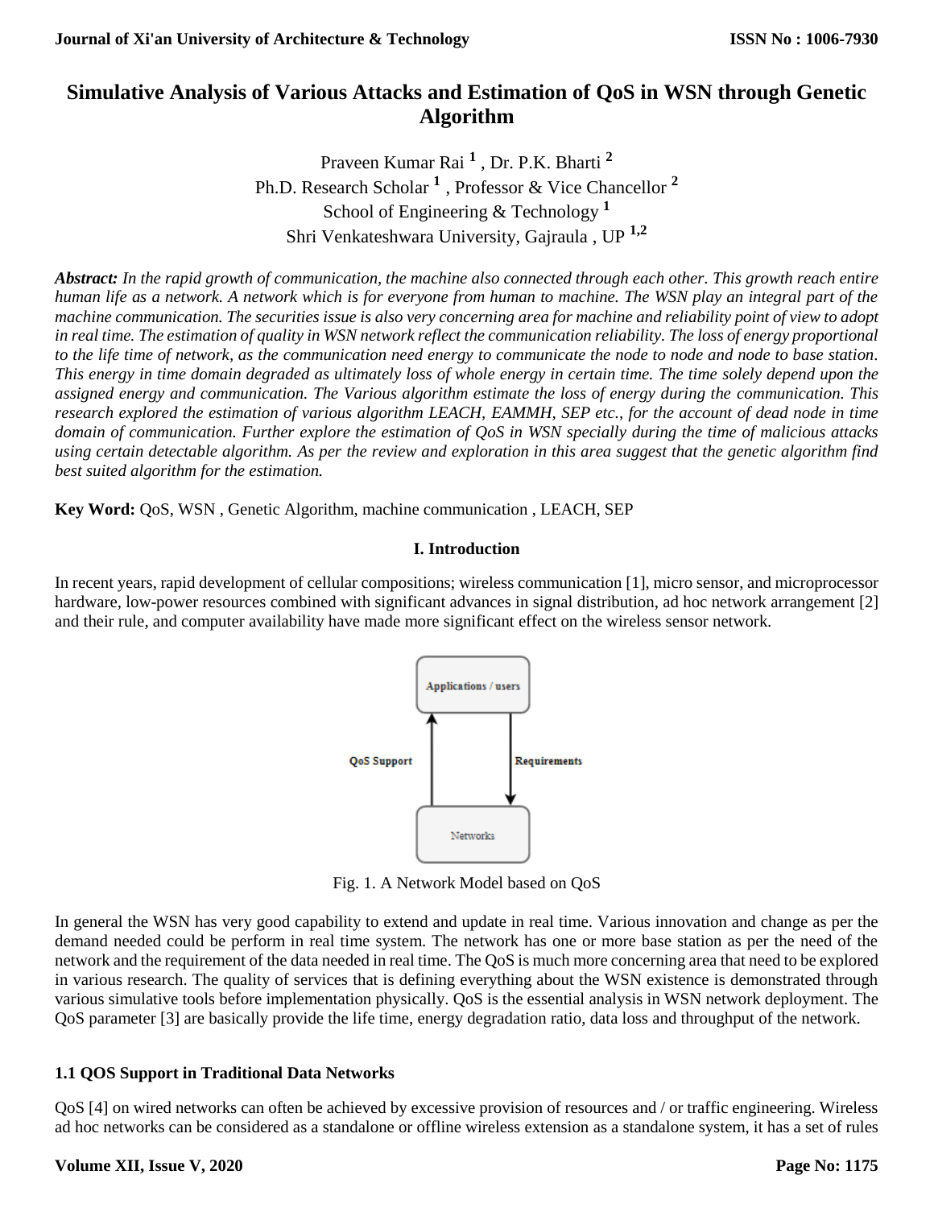# Simulative Analysis of Various Attacks and Estimation of QoS in WSN through Genetic Algorithm

Praveen Kumar Rai [1] , Dr. P.K. Bharti [2]
Ph.D. Research Scholar [1] , Professor & Vice Chancellor [2]
School of Engineering & Technology [1]
Shri Venkateshwara University, Gajraula , UP [1,2]

***Abstract:*** *In the rapid growth of communication, the machine also connected through each other. This growth reach entire human life as a network. A network which is for everyone from human to machine. The WSN play an integral part of the machine communication. The securities issue is also very concerning area for machine and reliability point of view to adopt in real time. The estimation of quality in WSN network reflect the communication reliability. The loss of energy proportional to the life time of network, as the communication need energy to communicate the node to node and node to base station. This energy in time domain degraded as ultimately loss of whole energy in certain time. The time solely depend upon the assigned energy and communication. The Various algorithm estimate the loss of energy during the communication. This research explored the estimation of various algorithm LEACH, EAMMH, SEP etc., for the account of dead node in time domain of communication. Further explore the estimation of QoS in WSN specially during the time of malicious attacks using certain detectable algorithm. As per the review and exploration in this area suggest that the genetic algorithm find best suited algorithm for the estimation.*

**Key Word:** QoS, WSN , Genetic Algorithm, machine communication , LEACH, SEP

## I. Introduction

In recent years, rapid development of cellular compositions; wireless communication [1], micro sensor, and microprocessor hardware, low-power resources combined with significant advances in signal distribution, ad hoc network arrangement [2] and their rule, and computer availability have made more significant effect on the wireless sensor network.

Fig. 1. A Network Model based on QoS

In general the WSN has very good capability to extend and update in real time. Various innovation and change as per the demand needed could be perform in real time system. The network has one or more base station as per the need of the network and the requirement of the data needed in real time. The QoS is much more concerning area that need to be explored in various research. The quality of services that is defining everything about the WSN existence is demonstrated through various simulative tools before implementation physically. QoS is the essential analysis in WSN network deployment. The QoS parameter [3] are basically provide the life time, energy degradation ratio, data loss and throughput of the network.

### 1.1 QOS Support in Traditional Data Networks

QoS [4] on wired networks can often be achieved by excessive provision of resources and / or traffic engineering. Wireless ad hoc networks can be considered as a standalone or offline wireless extension as a standalone system, it has a set of rules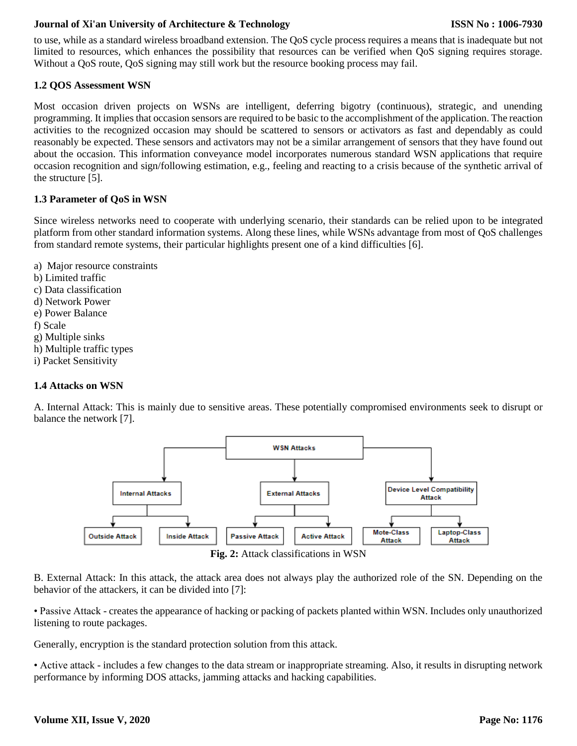to use, while as a standard wireless broadband extension. The QoS cycle process requires a means that is inadequate but not limited to resources, which enhances the possibility that resources can be verified when QoS signing requires storage. Without a QoS route, QoS signing may still work but the resource booking process may fail.

### 1.2 QOS Assessment WSN

Most occasion driven projects on WSNs are intelligent, deferring bigotry (continuous), strategic, and unending programming. It implies that occasion sensors are required to be basic to the accomplishment of the application. The reaction activities to the recognized occasion may should be scattered to sensors or activators as fast and dependably as could reasonably be expected. These sensors and activators may not be a similar arrangement of sensors that they have found out about the occasion. This information conveyance model incorporates numerous standard WSN applications that require occasion recognition and sign/following estimation, e.g., feeling and reacting to a crisis because of the synthetic arrival of the structure [5].

### 1.3 Parameter of QoS in WSN

Since wireless networks need to cooperate with underlying scenario, their standards can be relied upon to be integrated platform from other standard information systems. Along these lines, while WSNs advantage from most of QoS challenges from standard remote systems, their particular highlights present one of a kind difficulties [6].

a) Major resource constraints
b) Limited traffic
c) Data classification
d) Network Power
e) Power Balance
f) Scale
g) Multiple sinks
h) Multiple traffic types
i) Packet Sensitivity

### 1.4 Attacks on WSN

A. Internal Attack: This is mainly due to sensitive areas. These potentially compromised environments seek to disrupt or balance the network [7].

**Fig. 2:** Attack classifications in WSN

B. External Attack: In this attack, the attack area does not always play the authorized role of the SN. Depending on the behavior of the attackers, it can be divided into [7]:

• Passive Attack - creates the appearance of hacking or packing of packets planted within WSN. Includes only unauthorized listening to route packages.

Generally, encryption is the standard protection solution from this attack.

• Active attack - includes a few changes to the data stream or inappropriate streaming. Also, it results in disrupting network performance by informing DOS attacks, jamming attacks and hacking capabilities.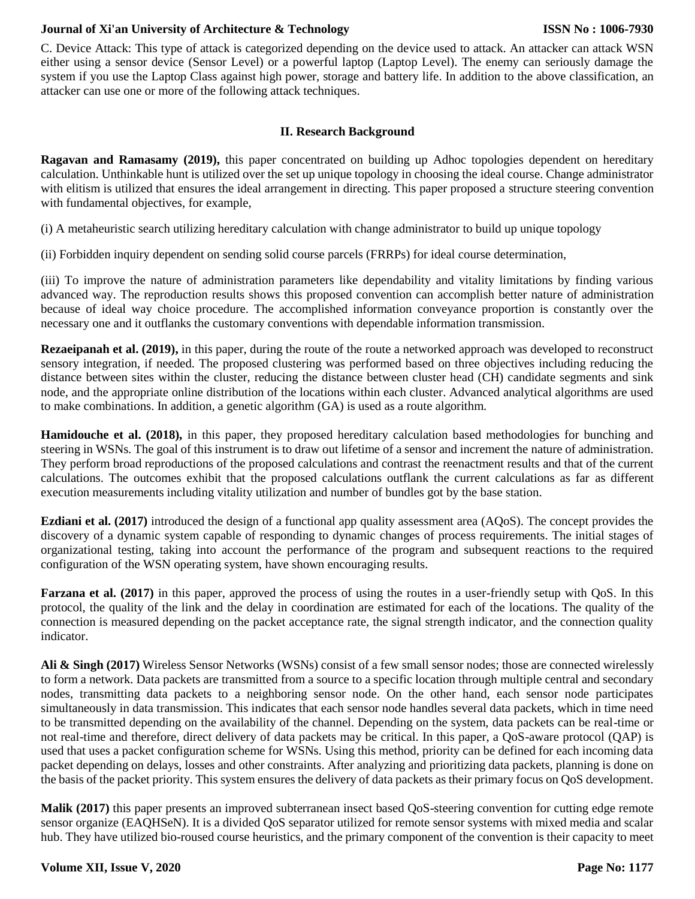C. Device Attack: This type of attack is categorized depending on the device used to attack. An attacker can attack WSN either using a sensor device (Sensor Level) or a powerful laptop (Laptop Level). The enemy can seriously damage the system if you use the Laptop Class against high power, storage and battery life. In addition to the above classification, an attacker can use one or more of the following attack techniques.

## II. Research Background

**Ragavan and Ramasamy (2019),** this paper concentrated on building up Adhoc topologies dependent on hereditary calculation. Unthinkable hunt is utilized over the set up unique topology in choosing the ideal course. Change administrator with elitism is utilized that ensures the ideal arrangement in directing. This paper proposed a structure steering convention with fundamental objectives, for example,

(i) A metaheuristic search utilizing hereditary calculation with change administrator to build up unique topology

(ii) Forbidden inquiry dependent on sending solid course parcels (FRRPs) for ideal course determination,

(iii) To improve the nature of administration parameters like dependability and vitality limitations by finding various advanced way. The reproduction results shows this proposed convention can accomplish better nature of administration because of ideal way choice procedure. The accomplished information conveyance proportion is constantly over the necessary one and it outflanks the customary conventions with dependable information transmission.

**Rezaeipanah et al. (2019),** in this paper, during the route of the route a networked approach was developed to reconstruct sensory integration, if needed. The proposed clustering was performed based on three objectives including reducing the distance between sites within the cluster, reducing the distance between cluster head (CH) candidate segments and sink node, and the appropriate online distribution of the locations within each cluster. Advanced analytical algorithms are used to make combinations. In addition, a genetic algorithm (GA) is used as a route algorithm.

**Hamidouche et al. (2018),** in this paper, they proposed hereditary calculation based methodologies for bunching and steering in WSNs. The goal of this instrument is to draw out lifetime of a sensor and increment the nature of administration. They perform broad reproductions of the proposed calculations and contrast the reenactment results and that of the current calculations. The outcomes exhibit that the proposed calculations outflank the current calculations as far as different execution measurements including vitality utilization and number of bundles got by the base station.

**Ezdiani et al. (2017)** introduced the design of a functional app quality assessment area (AQoS). The concept provides the discovery of a dynamic system capable of responding to dynamic changes of process requirements. The initial stages of organizational testing, taking into account the performance of the program and subsequent reactions to the required configuration of the WSN operating system, have shown encouraging results.

**Farzana et al. (2017)** in this paper, approved the process of using the routes in a user-friendly setup with QoS. In this protocol, the quality of the link and the delay in coordination are estimated for each of the locations. The quality of the connection is measured depending on the packet acceptance rate, the signal strength indicator, and the connection quality indicator.

**Ali & Singh (2017)** Wireless Sensor Networks (WSNs) consist of a few small sensor nodes; those are connected wirelessly to form a network. Data packets are transmitted from a source to a specific location through multiple central and secondary nodes, transmitting data packets to a neighboring sensor node. On the other hand, each sensor node participates simultaneously in data transmission. This indicates that each sensor node handles several data packets, which in time need to be transmitted depending on the availability of the channel. Depending on the system, data packets can be real-time or not real-time and therefore, direct delivery of data packets may be critical. In this paper, a QoS-aware protocol (QAP) is used that uses a packet configuration scheme for WSNs. Using this method, priority can be defined for each incoming data packet depending on delays, losses and other constraints. After analyzing and prioritizing data packets, planning is done on the basis of the packet priority. This system ensures the delivery of data packets as their primary focus on QoS development.

**Malik (2017)** this paper presents an improved subterranean insect based QoS-steering convention for cutting edge remote sensor organize (EAQHSeN). It is a divided QoS separator utilized for remote sensor systems with mixed media and scalar hub. They have utilized bio-roused course heuristics, and the primary component of the convention is their capacity to meet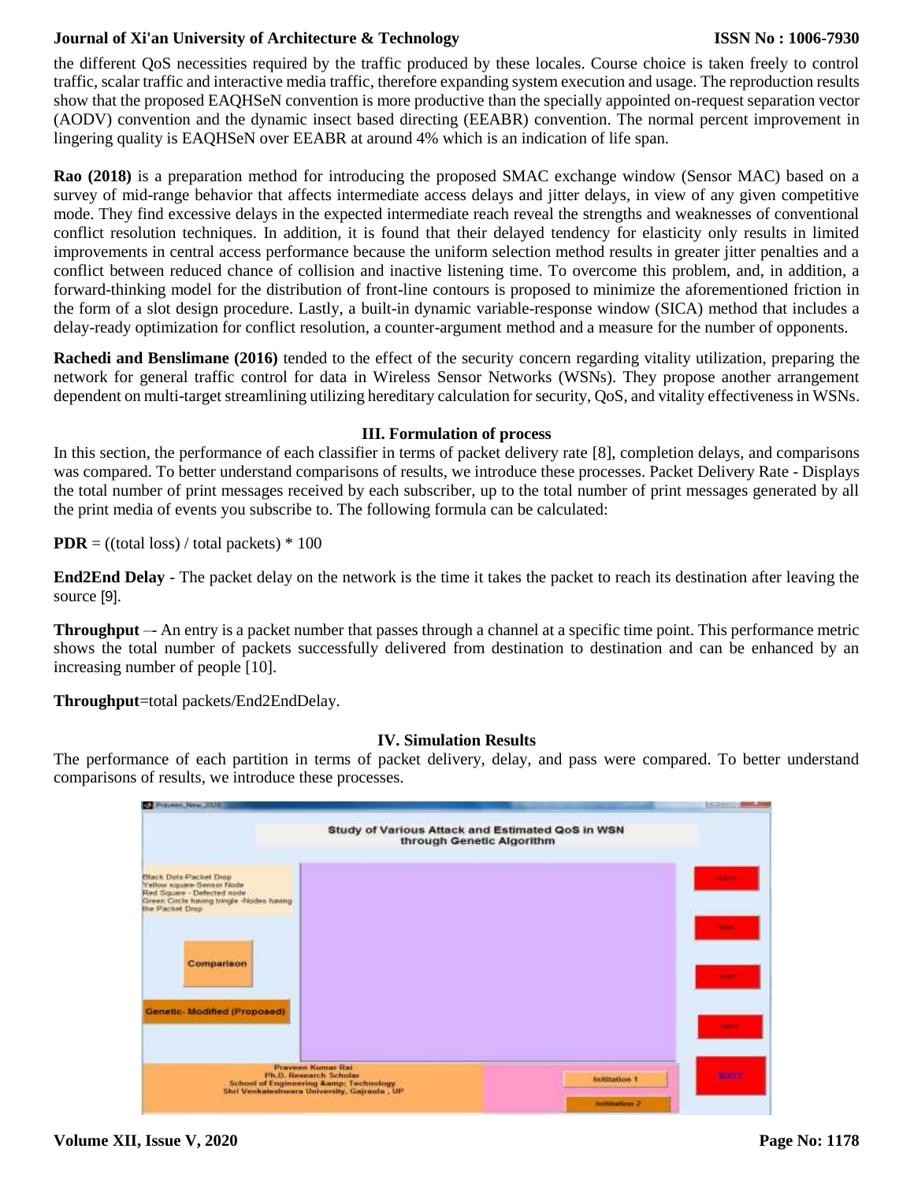the different QoS necessities required by the traffic produced by these locales. Course choice is taken freely to control traffic, scalar traffic and interactive media traffic, therefore expanding system execution and usage. The reproduction results show that the proposed EAQHSeN convention is more productive than the specially appointed on-request separation vector (AODV) convention and the dynamic insect based directing (EEABR) convention. The normal percent improvement in lingering quality is EAQHSeN over EEABR at around 4% which is an indication of life span.

**Rao (2018)** is a preparation method for introducing the proposed SMAC exchange window (Sensor MAC) based on a survey of mid-range behavior that affects intermediate access delays and jitter delays, in view of any given competitive mode. They find excessive delays in the expected intermediate reach reveal the strengths and weaknesses of conventional conflict resolution techniques. In addition, it is found that their delayed tendency for elasticity only results in limited improvements in central access performance because the uniform selection method results in greater jitter penalties and a conflict between reduced chance of collision and inactive listening time. To overcome this problem, and, in addition, a forward-thinking model for the distribution of front-line contours is proposed to minimize the aforementioned friction in the form of a slot design procedure. Lastly, a built-in dynamic variable-response window (SICA) method that includes a delay-ready optimization for conflict resolution, a counter-argument method and a measure for the number of opponents.

**Rachedi and Benslimane (2016)** tended to the effect of the security concern regarding vitality utilization, preparing the network for general traffic control for data in Wireless Sensor Networks (WSNs). They propose another arrangement dependent on multi-target streamlining utilizing hereditary calculation for security, QoS, and vitality effectiveness in WSNs.

## III. Formulation of process

In this section, the performance of each classifier in terms of packet delivery rate [8], completion delays, and comparisons was compared. To better understand comparisons of results, we introduce these processes. Packet Delivery Rate - Displays the total number of print messages received by each subscriber, up to the total number of print messages generated by all the print media of events you subscribe to. The following formula can be calculated:

**PDR** = ((total loss) / total packets) * 100

**End2End Delay** - The packet delay on the network is the time it takes the packet to reach its destination after leaving the source [9].

**Throughput** –- An entry is a packet number that passes through a channel at a specific time point. This performance metric shows the total number of packets successfully delivered from destination to destination and can be enhanced by an increasing number of people [10].

**Throughput**=total packets/End2EndDelay.

## IV. Simulation Results

The performance of each partition in terms of packet delivery, delay, and pass were compared. To better understand comparisons of results, we introduce these processes.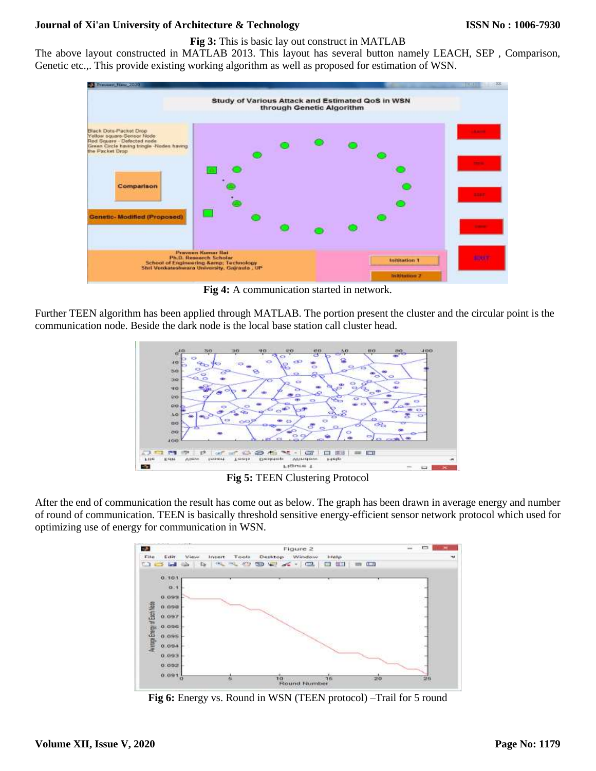**Fig 3:** This is basic lay out construct in MATLAB

The above layout constructed in MATLAB 2013. This layout has several button namely LEACH, SEP , Comparison, Genetic etc.,. This provide existing working algorithm as well as proposed for estimation of WSN.

**Fig 4:** A communication started in network.

Further TEEN algorithm has been applied through MATLAB. The portion present the cluster and the circular point is the communication node. Beside the dark node is the local base station call cluster head.

**Fig 5:** TEEN Clustering Protocol

After the end of communication the result has come out as below. The graph has been drawn in average energy and number of round of communication. TEEN is basically threshold sensitive energy-efficient sensor network protocol which used for optimizing use of energy for communication in WSN.

**Fig 6:** Energy vs. Round in WSN (TEEN protocol) –Trail for 5 round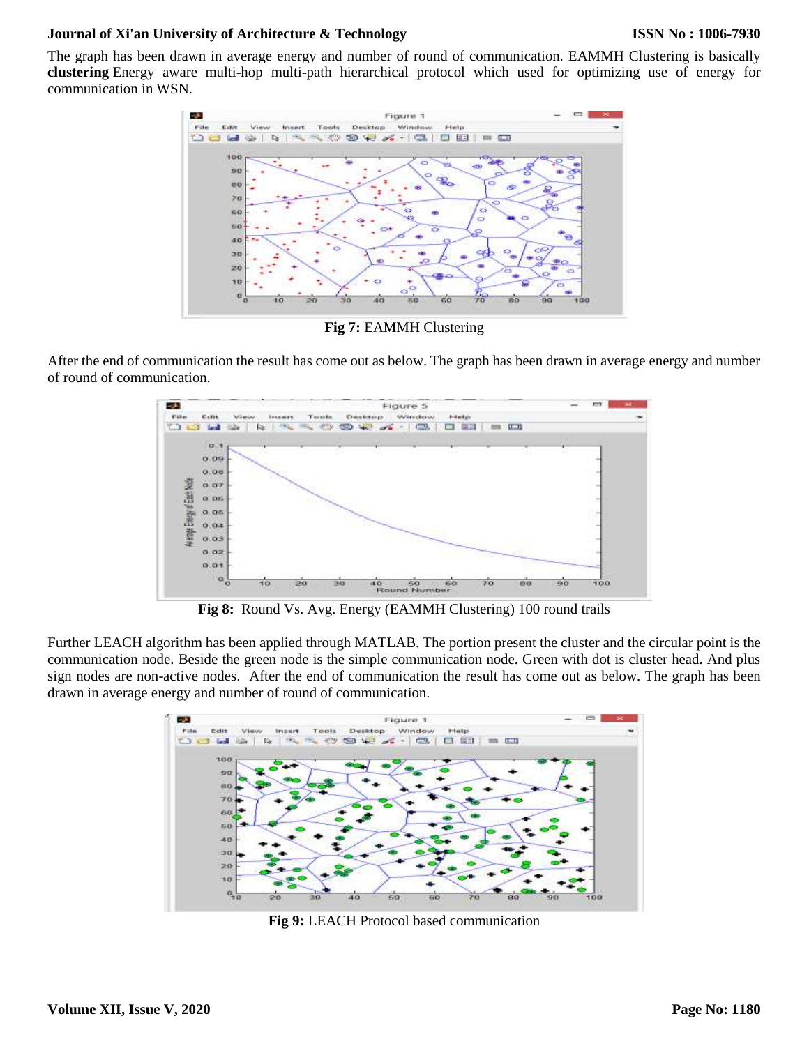The graph has been drawn in average energy and number of round of communication. EAMMH Clustering is basically **clustering** Energy aware multi-hop multi-path hierarchical protocol which used for optimizing use of energy for communication in WSN.

**Fig 7:** EAMMH Clustering

After the end of communication the result has come out as below. The graph has been drawn in average energy and number of round of communication.

**Fig 8:** Round Vs. Avg. Energy (EAMMH Clustering) 100 round trails

Further LEACH algorithm has been applied through MATLAB. The portion present the cluster and the circular point is the communication node. Beside the green node is the simple communication node. Green with dot is cluster head. And plus sign nodes are non-active nodes. After the end of communication the result has come out as below. The graph has been drawn in average energy and number of round of communication.

**Fig 9:** LEACH Protocol based communication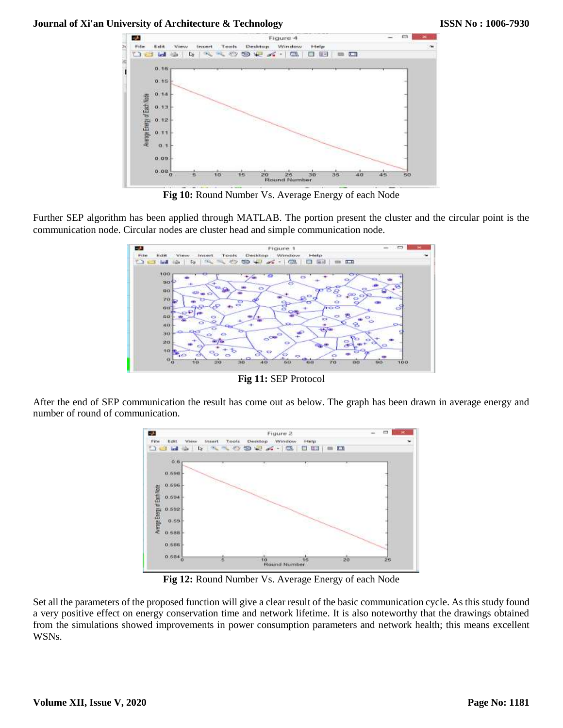Fig 10: Round Number Vs. Average Energy of each Node

Further SEP algorithm has been applied through MATLAB. The portion present the cluster and the circular point is the communication node. Circular nodes are cluster head and simple communication node.

Fig 11: SEP Protocol

After the end of SEP communication the result has come out as below. The graph has been drawn in average energy and number of round of communication.

Fig 12: Round Number Vs. Average Energy of each Node

Set all the parameters of the proposed function will give a clear result of the basic communication cycle. As this study found a very positive effect on energy conservation time and network lifetime. It is also noteworthy that the drawings obtained from the simulations showed improvements in power consumption parameters and network health; this means excellent WSNs.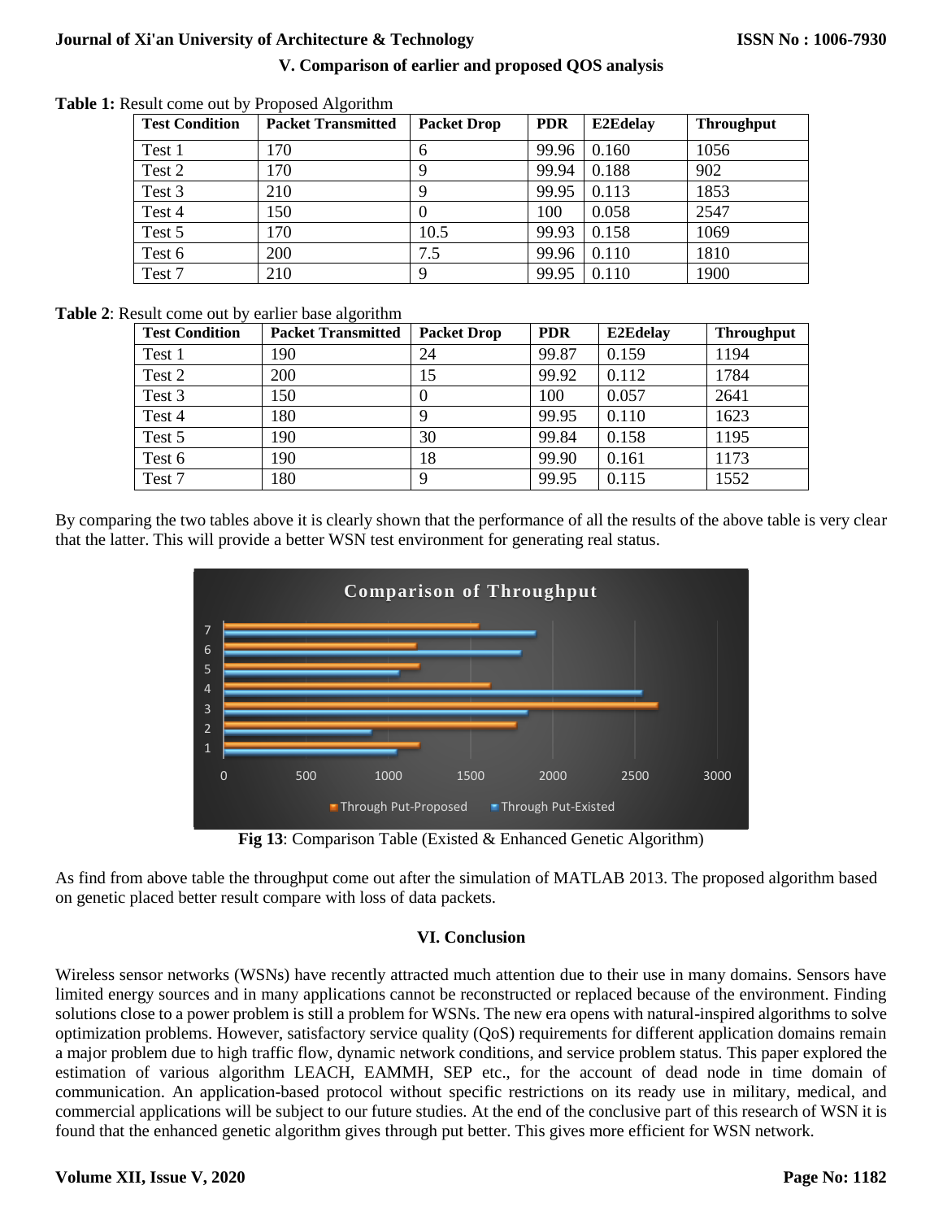## V. Comparison of earlier and proposed QOS analysis

**Table 1:** Result come out by Proposed Algorithm

| Test Condition | Packet Transmitted | Packet Drop | PDR | E2Edelay | Throughput |
|---|---|---|---|---|---|
| Test 1 | 170 | 6 | 99.96 | 0.160 | 1056 |
| Test 2 | 170 | 9 | 99.94 | 0.188 | 902 |
| Test 3 | 210 | 9 | 99.95 | 0.113 | 1853 |
| Test 4 | 150 | 0 | 100 | 0.058 | 2547 |
| Test 5 | 170 | 10.5 | 99.93 | 0.158 | 1069 |
| Test 6 | 200 | 7.5 | 99.96 | 0.110 | 1810 |
| Test 7 | 210 | 9 | 99.95 | 0.110 | 1900 |

**Table 2**: Result come out by earlier base algorithm

| Test Condition | Packet Transmitted | Packet Drop | PDR | E2Edelay | Throughput |
|---|---|---|---|---|---|
| Test 1 | 190 | 24 | 99.87 | 0.159 | 1194 |
| Test 2 | 200 | 15 | 99.92 | 0.112 | 1784 |
| Test 3 | 150 | 0 | 100 | 0.057 | 2641 |
| Test 4 | 180 | 9 | 99.95 | 0.110 | 1623 |
| Test 5 | 190 | 30 | 99.84 | 0.158 | 1195 |
| Test 6 | 190 | 18 | 99.90 | 0.161 | 1173 |
| Test 7 | 180 | 9 | 99.95 | 0.115 | 1552 |

By comparing the two tables above it is clearly shown that the performance of all the results of the above table is very clear that the latter. This will provide a better WSN test environment for generating real status.

**Fig 13**: Comparison Table (Existed & Enhanced Genetic Algorithm)

As find from above table the throughput come out after the simulation of MATLAB 2013. The proposed algorithm based on genetic placed better result compare with loss of data packets.

## VI. Conclusion

Wireless sensor networks (WSNs) have recently attracted much attention due to their use in many domains. Sensors have limited energy sources and in many applications cannot be reconstructed or replaced because of the environment. Finding solutions close to a power problem is still a problem for WSNs. The new era opens with natural-inspired algorithms to solve optimization problems. However, satisfactory service quality (QoS) requirements for different application domains remain a major problem due to high traffic flow, dynamic network conditions, and service problem status. This paper explored the estimation of various algorithm LEACH, EAMMH, SEP etc., for the account of dead node in time domain of communication. An application-based protocol without specific restrictions on its ready use in military, medical, and commercial applications will be subject to our future studies. At the end of the conclusive part of this research of WSN it is found that the enhanced genetic algorithm gives through put better. This gives more efficient for WSN network.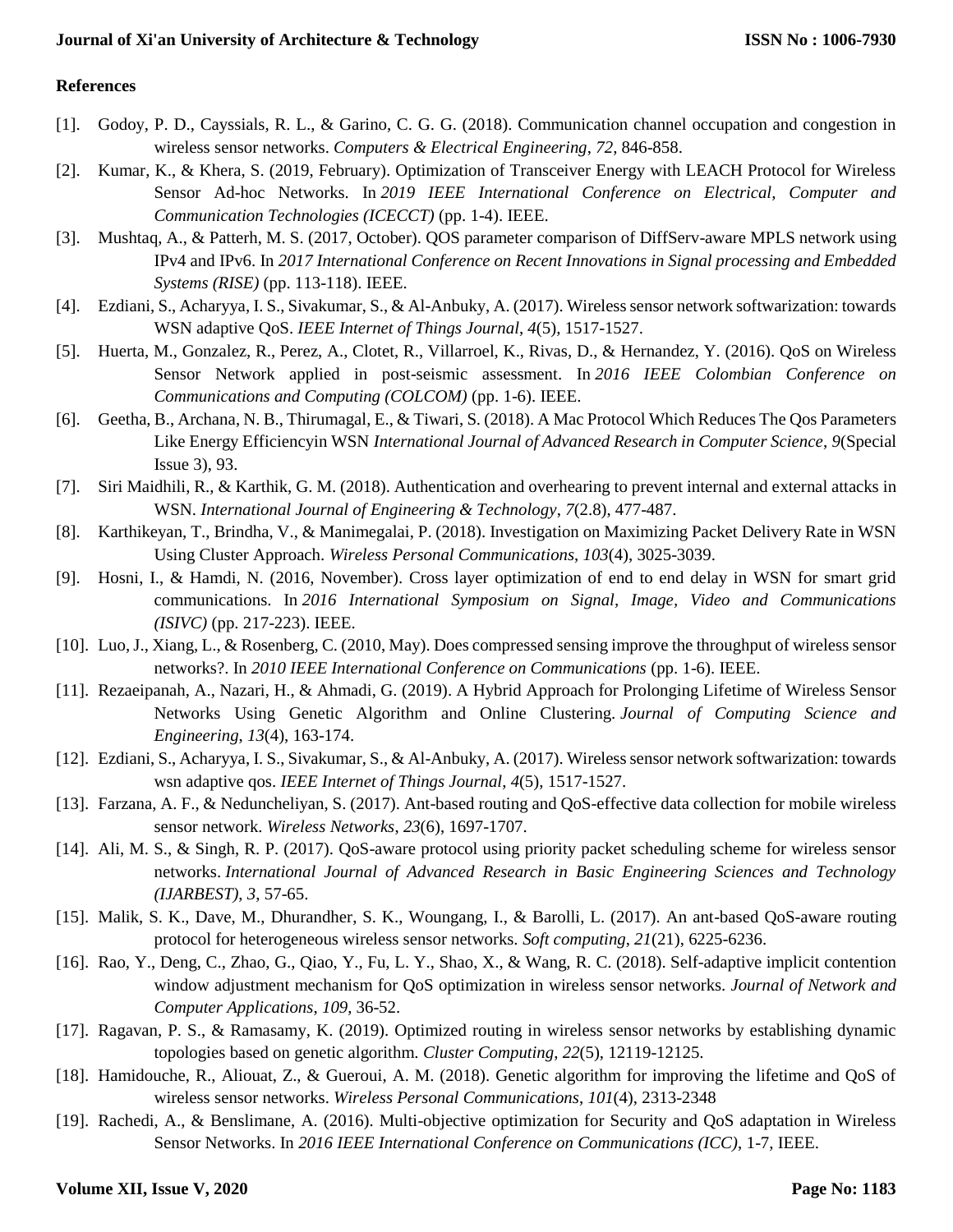**References**

[1]. Godoy, P. D., Cayssials, R. L., & Garino, C. G. G. (2018). Communication channel occupation and congestion in wireless sensor networks. *Computers & Electrical Engineering*, *72*, 846-858.

[2]. Kumar, K., & Khera, S. (2019, February). Optimization of Transceiver Energy with LEACH Protocol for Wireless Sensor Ad-hoc Networks. In *2019 IEEE International Conference on Electrical, Computer and Communication Technologies (ICECCT)* (pp. 1-4). IEEE.

[3]. Mushtaq, A., & Patterh, M. S. (2017, October). QOS parameter comparison of DiffServ-aware MPLS network using IPv4 and IPv6. In *2017 International Conference on Recent Innovations in Signal processing and Embedded Systems (RISE)* (pp. 113-118). IEEE.

[4]. Ezdiani, S., Acharyya, I. S., Sivakumar, S., & Al-Anbuky, A. (2017). Wireless sensor network softwarization: towards WSN adaptive QoS. *IEEE Internet of Things Journal*, *4*(5), 1517-1527.

[5]. Huerta, M., Gonzalez, R., Perez, A., Clotet, R., Villarroel, K., Rivas, D., & Hernandez, Y. (2016). QoS on Wireless Sensor Network applied in post-seismic assessment. In *2016 IEEE Colombian Conference on Communications and Computing (COLCOM)* (pp. 1-6). IEEE.

[6]. Geetha, B., Archana, N. B., Thirumagal, E., & Tiwari, S. (2018). A Mac Protocol Which Reduces The Qos Parameters Like Energy Efficiencyin WSN *International Journal of Advanced Research in Computer Science*, *9*(Special Issue 3), 93.

[7]. Siri Maidhili, R., & Karthik, G. M. (2018). Authentication and overhearing to prevent internal and external attacks in WSN. *International Journal of Engineering & Technology*, *7*(2.8), 477-487.

[8]. Karthikeyan, T., Brindha, V., & Manimegalai, P. (2018). Investigation on Maximizing Packet Delivery Rate in WSN Using Cluster Approach. *Wireless Personal Communications*, *103*(4), 3025-3039.

[9]. Hosni, I., & Hamdi, N. (2016, November). Cross layer optimization of end to end delay in WSN for smart grid communications. In *2016 International Symposium on Signal, Image, Video and Communications (ISIVC)* (pp. 217-223). IEEE.

[10]. Luo, J., Xiang, L., & Rosenberg, C. (2010, May). Does compressed sensing improve the throughput of wireless sensor networks?. In *2010 IEEE International Conference on Communications* (pp. 1-6). IEEE.

[11]. Rezaeipanah, A., Nazari, H., & Ahmadi, G. (2019). A Hybrid Approach for Prolonging Lifetime of Wireless Sensor Networks Using Genetic Algorithm and Online Clustering. *Journal of Computing Science and Engineering*, *13*(4), 163-174.

[12]. Ezdiani, S., Acharyya, I. S., Sivakumar, S., & Al-Anbuky, A. (2017). Wireless sensor network softwarization: towards wsn adaptive qos. *IEEE Internet of Things Journal*, *4*(5), 1517-1527.

[13]. Farzana, A. F., & Neduncheliyan, S. (2017). Ant-based routing and QoS-effective data collection for mobile wireless sensor network. *Wireless Networks*, *23*(6), 1697-1707.

[14]. Ali, M. S., & Singh, R. P. (2017). QoS-aware protocol using priority packet scheduling scheme for wireless sensor networks. *International Journal of Advanced Research in Basic Engineering Sciences and Technology (IJARBEST)*, *3*, 57-65.

[15]. Malik, S. K., Dave, M., Dhurandher, S. K., Woungang, I., & Barolli, L. (2017). An ant-based QoS-aware routing protocol for heterogeneous wireless sensor networks. *Soft computing*, *21*(21), 6225-6236.

[16]. Rao, Y., Deng, C., Zhao, G., Qiao, Y., Fu, L. Y., Shao, X., & Wang, R. C. (2018). Self-adaptive implicit contention window adjustment mechanism for QoS optimization in wireless sensor networks. *Journal of Network and Computer Applications*, *109*, 36-52.

[17]. Ragavan, P. S., & Ramasamy, K. (2019). Optimized routing in wireless sensor networks by establishing dynamic topologies based on genetic algorithm. *Cluster Computing*, *22*(5), 12119-12125.

[18]. Hamidouche, R., Aliouat, Z., & Gueroui, A. M. (2018). Genetic algorithm for improving the lifetime and QoS of wireless sensor networks. *Wireless Personal Communications*, *101*(4), 2313-2348

[19]. Rachedi, A., & Benslimane, A. (2016). Multi-objective optimization for Security and QoS adaptation in Wireless Sensor Networks. In *2016 IEEE International Conference on Communications (ICC)*, 1-7, IEEE.